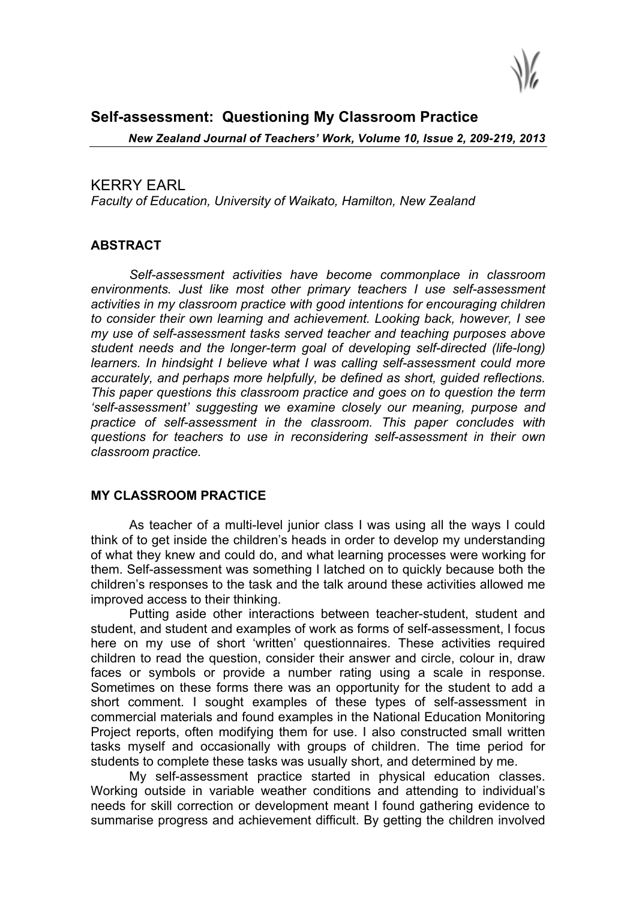# Self-assessment: Questioning My Classroom Practice

*New Zealand Journal of Teachers' Work, Volume 10, Issue 2, 209-219, 2013*

KERRY EARL

*Faculty of Education, University of Waikato, Hamilton, New Zealand*

## ABSTRACT

*Self-assessment activities have become commonplace in classroom environments. Just like most other primary teachers I use self-assessment activities in my classroom practice with good intentions for encouraging children to consider their own learning and achievement. Looking back, however, I see my use of self-assessment tasks served teacher and teaching purposes above student needs and the longer-term goal of developing self-directed (life-long) learners. In hindsight I believe what I was calling self-assessment could more accurately, and perhaps more helpfully, be defined as short, guided reflections. This paper questions this classroom practice and goes on to question the term 'self-assessment' suggesting we examine closely our meaning, purpose and practice of self-assessment in the classroom. This paper concludes with questions for teachers to use in reconsidering self-assessment in their own classroom practice.*

## MY CLASSROOM PRACTICE

As teacher of a multi-level junior class I was using all the ways I could think of to get inside the children's heads in order to develop my understanding of what they knew and could do, and what learning processes were working for them. Self-assessment was something I latched on to quickly because both the children's responses to the task and the talk around these activities allowed me improved access to their thinking.

Putting aside other interactions between teacher-student, student and student, and student and examples of work as forms of self-assessment, I focus here on my use of short 'written' questionnaires. These activities required children to read the question, consider their answer and circle, colour in, draw faces or symbols or provide a number rating using a scale in response. Sometimes on these forms there was an opportunity for the student to add a short comment. I sought examples of these types of self-assessment in commercial materials and found examples in the National Education Monitoring Project reports, often modifying them for use. I also constructed small written tasks myself and occasionally with groups of children. The time period for students to complete these tasks was usually short, and determined by me.

My self-assessment practice started in physical education classes. Working outside in variable weather conditions and attending to individual's needs for skill correction or development meant I found gathering evidence to summarise progress and achievement difficult. By getting the children involved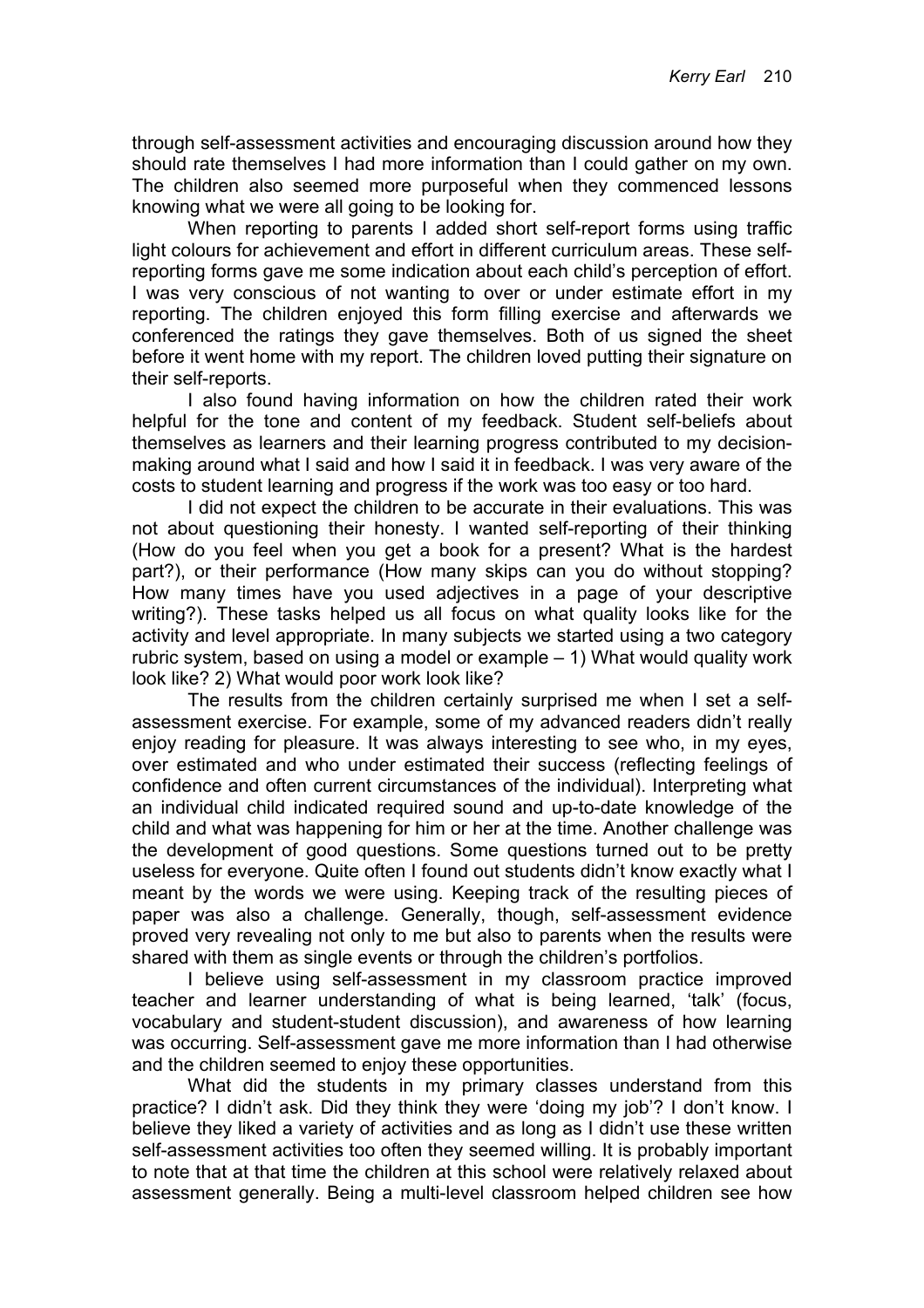through self-assessment activities and encouraging discussion around how they should rate themselves I had more information than I could gather on my own. The children also seemed more purposeful when they commenced lessons knowing what we were all going to be looking for.

When reporting to parents I added short self-report forms using traffic light colours for achievement and effort in different curriculum areas. These self-reporting forms gave me some indication about each child's perception of effort. I was very conscious of not wanting to over or under estimate effort in my reporting. The children enjoyed this form filling exercise and afterwards we conferenced the ratings they gave themselves. Both of us signed the sheet before it went home with my report. The children loved putting their signature on their self-reports.

I also found having information on how the children rated their work helpful for the tone and content of my feedback. Student self-beliefs about themselves as learners and their learning progress contributed to my decision-making around what I said and how I said it in feedback. I was very aware of the costs to student learning and progress if the work was too easy or too hard.

I did not expect the children to be accurate in their evaluations. This was not about questioning their honesty. I wanted self-reporting of their thinking (How do you feel when you get a book for a present? What is the hardest part?), or their performance (How many skips can you do without stopping? How many times have you used adjectives in a page of your descriptive writing?). These tasks helped us all focus on what quality looks like for the activity and level appropriate. In many subjects we started using a two category rubric system, based on using a model or example – 1) What would quality work look like? 2) What would poor work look like?

The results from the children certainly surprised me when I set a self-assessment exercise. For example, some of my advanced readers didn't really enjoy reading for pleasure. It was always interesting to see who, in my eyes, over estimated and who under estimated their success (reflecting feelings of confidence and often current circumstances of the individual). Interpreting what an individual child indicated required sound and up-to-date knowledge of the child and what was happening for him or her at the time. Another challenge was the development of good questions. Some questions turned out to be pretty useless for everyone. Quite often I found out students didn't know exactly what I meant by the words we were using. Keeping track of the resulting pieces of paper was also a challenge. Generally, though, self-assessment evidence proved very revealing not only to me but also to parents when the results were shared with them as single events or through the children's portfolios.

I believe using self-assessment in my classroom practice improved teacher and learner understanding of what is being learned, 'talk' (focus, vocabulary and student-student discussion), and awareness of how learning was occurring. Self-assessment gave me more information than I had otherwise and the children seemed to enjoy these opportunities.

What did the students in my primary classes understand from this practice? I didn't ask. Did they think they were 'doing my job'? I don't know. I believe they liked a variety of activities and as long as I didn't use these written self-assessment activities too often they seemed willing. It is probably important to note that at that time the children at this school were relatively relaxed about assessment generally. Being a multi-level classroom helped children see how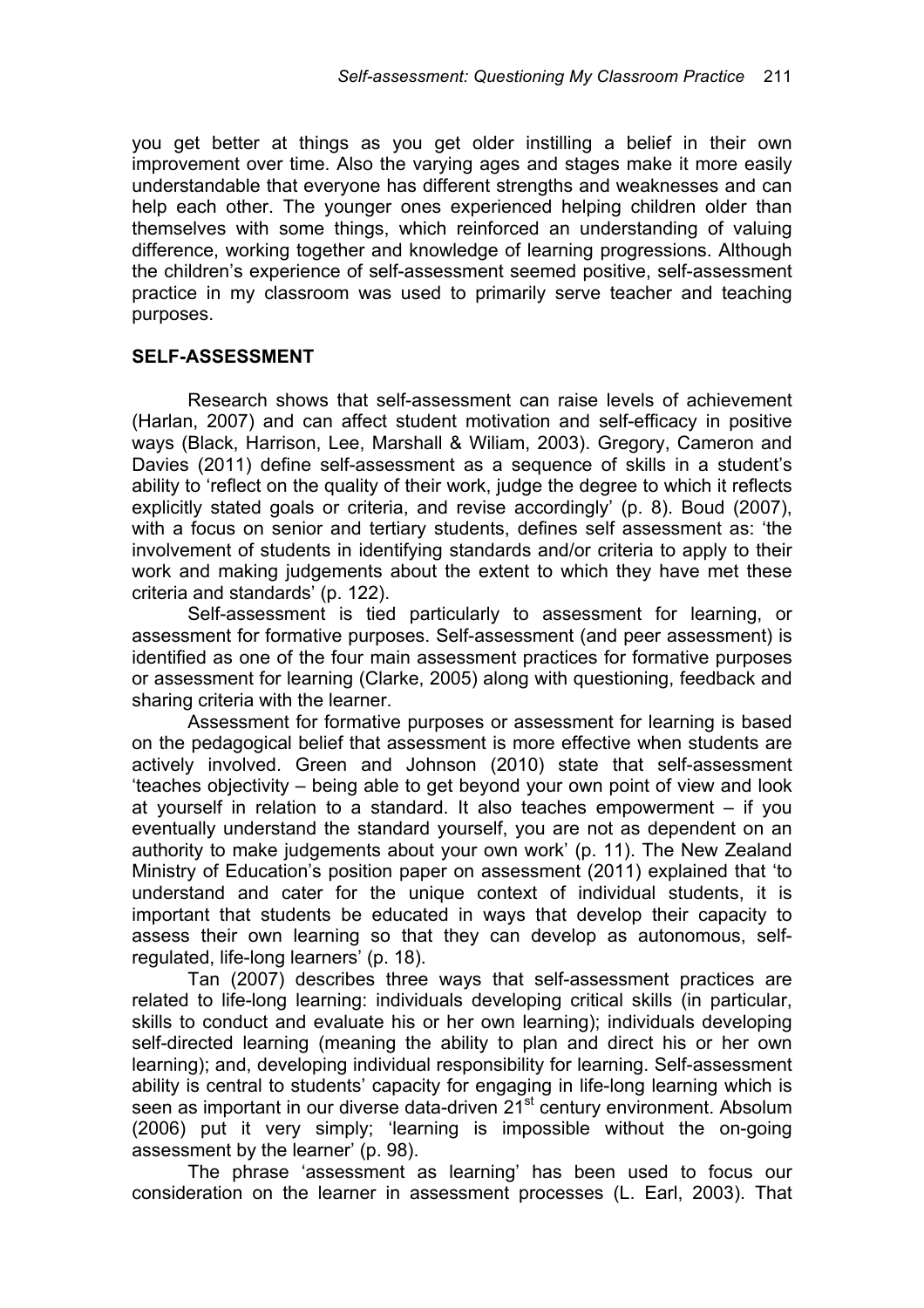you get better at things as you get older instilling a belief in their own improvement over time. Also the varying ages and stages make it more easily understandable that everyone has different strengths and weaknesses and can help each other. The younger ones experienced helping children older than themselves with some things, which reinforced an understanding of valuing difference, working together and knowledge of learning progressions. Although the children's experience of self-assessment seemed positive, self-assessment practice in my classroom was used to primarily serve teacher and teaching purposes.

## SELF-ASSESSMENT

Research shows that self-assessment can raise levels of achievement (Harlan, 2007) and can affect student motivation and self-efficacy in positive ways (Black, Harrison, Lee, Marshall & Wiliam, 2003). Gregory, Cameron and Davies (2011) define self-assessment as a sequence of skills in a student's ability to 'reflect on the quality of their work, judge the degree to which it reflects explicitly stated goals or criteria, and revise accordingly' (p. 8). Boud (2007), with a focus on senior and tertiary students, defines self assessment as: 'the involvement of students in identifying standards and/or criteria to apply to their work and making judgements about the extent to which they have met these criteria and standards' (p. 122).

Self-assessment is tied particularly to assessment for learning, or assessment for formative purposes. Self-assessment (and peer assessment) is identified as one of the four main assessment practices for formative purposes or assessment for learning (Clarke, 2005) along with questioning, feedback and sharing criteria with the learner.

Assessment for formative purposes or assessment for learning is based on the pedagogical belief that assessment is more effective when students are actively involved. Green and Johnson (2010) state that self-assessment 'teaches objectivity – being able to get beyond your own point of view and look at yourself in relation to a standard. It also teaches empowerment – if you eventually understand the standard yourself, you are not as dependent on an authority to make judgements about your own work' (p. 11). The New Zealand Ministry of Education's position paper on assessment (2011) explained that 'to understand and cater for the unique context of individual students, it is important that students be educated in ways that develop their capacity to assess their own learning so that they can develop as autonomous, self-regulated, life-long learners' (p. 18).

Tan (2007) describes three ways that self-assessment practices are related to life-long learning: individuals developing critical skills (in particular, skills to conduct and evaluate his or her own learning); individuals developing self-directed learning (meaning the ability to plan and direct his or her own learning); and, developing individual responsibility for learning. Self-assessment ability is central to students' capacity for engaging in life-long learning which is seen as important in our diverse data-driven 21st century environment. Absolum (2006) put it very simply; 'learning is impossible without the on-going assessment by the learner' (p. 98).

The phrase 'assessment as learning' has been used to focus our consideration on the learner in assessment processes (L. Earl, 2003). That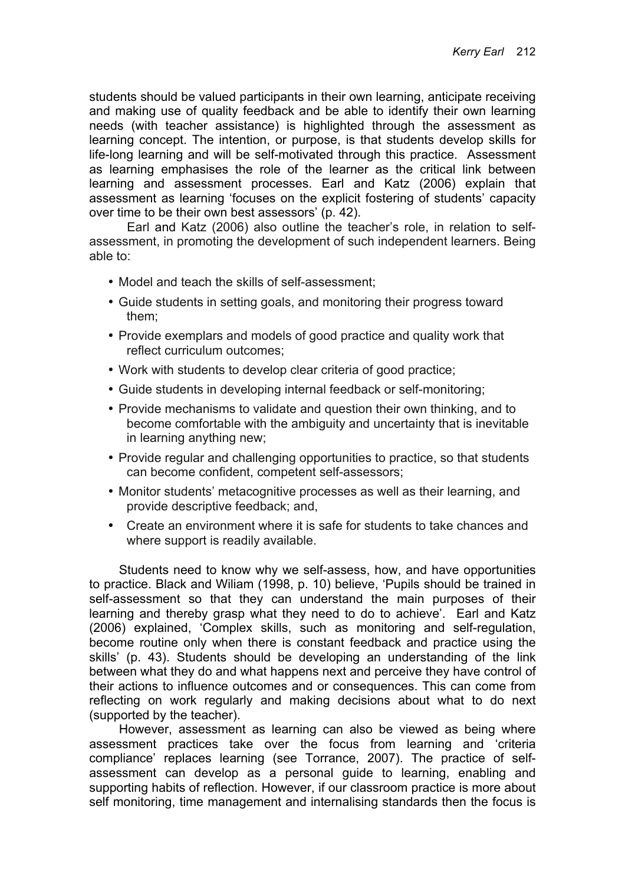students should be valued participants in their own learning, anticipate receiving and making use of quality feedback and be able to identify their own learning needs (with teacher assistance) is highlighted through the assessment as learning concept. The intention, or purpose, is that students develop skills for life-long learning and will be self-motivated through this practice. Assessment as learning emphasises the role of the learner as the critical link between learning and assessment processes. Earl and Katz (2006) explain that assessment as learning 'focuses on the explicit fostering of students' capacity over time to be their own best assessors' (p. 42).

Earl and Katz (2006) also outline the teacher's role, in relation to self-assessment, in promoting the development of such independent learners. Being able to:

- Model and teach the skills of self-assessment;
- Guide students in setting goals, and monitoring their progress toward them;
- Provide exemplars and models of good practice and quality work that reflect curriculum outcomes;
- Work with students to develop clear criteria of good practice;
- Guide students in developing internal feedback or self-monitoring;
- Provide mechanisms to validate and question their own thinking, and to become comfortable with the ambiguity and uncertainty that is inevitable in learning anything new;
- Provide regular and challenging opportunities to practice, so that students can become confident, competent self-assessors;
- Monitor students' metacognitive processes as well as their learning, and provide descriptive feedback; and,
- Create an environment where it is safe for students to take chances and where support is readily available.

Students need to know why we self-assess, how, and have opportunities to practice. Black and Wiliam (1998, p. 10) believe, 'Pupils should be trained in self-assessment so that they can understand the main purposes of their learning and thereby grasp what they need to do to achieve'. Earl and Katz (2006) explained, 'Complex skills, such as monitoring and self-regulation, become routine only when there is constant feedback and practice using the skills' (p. 43). Students should be developing an understanding of the link between what they do and what happens next and perceive they have control of their actions to influence outcomes and or consequences. This can come from reflecting on work regularly and making decisions about what to do next (supported by the teacher).

However, assessment as learning can also be viewed as being where assessment practices take over the focus from learning and 'criteria compliance' replaces learning (see Torrance, 2007). The practice of self-assessment can develop as a personal guide to learning, enabling and supporting habits of reflection. However, if our classroom practice is more about self monitoring, time management and internalising standards then the focus is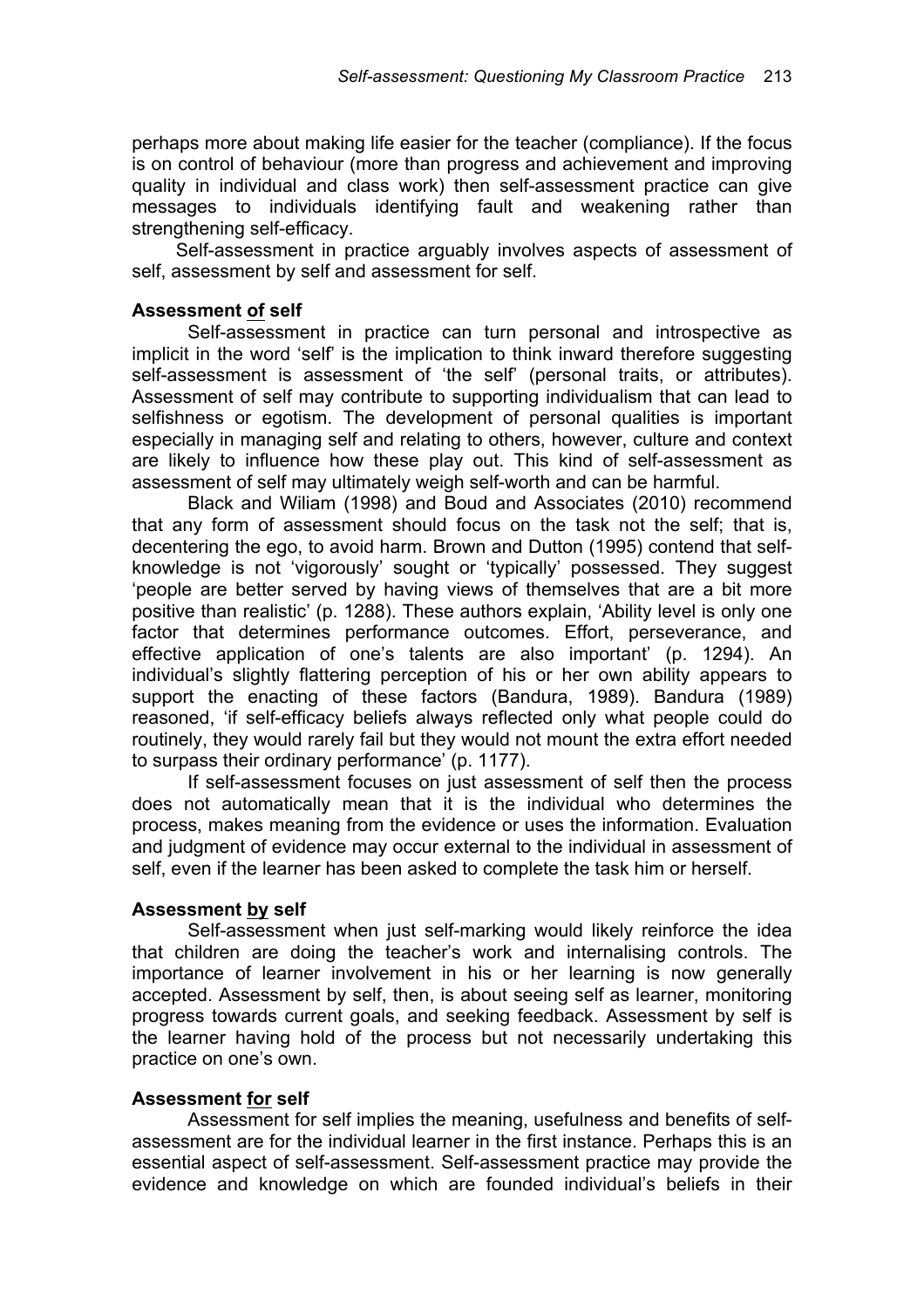perhaps more about making life easier for the teacher (compliance). If the focus is on control of behaviour (more than progress and achievement and improving quality in individual and class work) then self-assessment practice can give messages to individuals identifying fault and weakening rather than strengthening self-efficacy.

Self-assessment in practice arguably involves aspects of assessment of self, assessment by self and assessment for self.

### Assessment <u>of</u> self

Self-assessment in practice can turn personal and introspective as implicit in the word 'self' is the implication to think inward therefore suggesting self-assessment is assessment of 'the self' (personal traits, or attributes). Assessment of self may contribute to supporting individualism that can lead to selfishness or egotism. The development of personal qualities is important especially in managing self and relating to others, however, culture and context are likely to influence how these play out. This kind of self-assessment as assessment of self may ultimately weigh self-worth and can be harmful.

Black and Wiliam (1998) and Boud and Associates (2010) recommend that any form of assessment should focus on the task not the self; that is, decentering the ego, to avoid harm. Brown and Dutton (1995) contend that self-knowledge is not 'vigorously' sought or 'typically' possessed. They suggest 'people are better served by having views of themselves that are a bit more positive than realistic' (p. 1288). These authors explain, 'Ability level is only one factor that determines performance outcomes. Effort, perseverance, and effective application of one's talents are also important' (p. 1294). An individual's slightly flattering perception of his or her own ability appears to support the enacting of these factors (Bandura, 1989). Bandura (1989) reasoned, 'if self-efficacy beliefs always reflected only what people could do routinely, they would rarely fail but they would not mount the extra effort needed to surpass their ordinary performance' (p. 1177).

If self-assessment focuses on just assessment of self then the process does not automatically mean that it is the individual who determines the process, makes meaning from the evidence or uses the information. Evaluation and judgment of evidence may occur external to the individual in assessment of self, even if the learner has been asked to complete the task him or herself.

### Assessment <u>by</u> self

Self-assessment when just self-marking would likely reinforce the idea that children are doing the teacher's work and internalising controls. The importance of learner involvement in his or her learning is now generally accepted. Assessment by self, then, is about seeing self as learner, monitoring progress towards current goals, and seeking feedback. Assessment by self is the learner having hold of the process but not necessarily undertaking this practice on one's own.

### Assessment <u>for</u> self

Assessment for self implies the meaning, usefulness and benefits of self-assessment are for the individual learner in the first instance. Perhaps this is an essential aspect of self-assessment. Self-assessment practice may provide the evidence and knowledge on which are founded individual's beliefs in their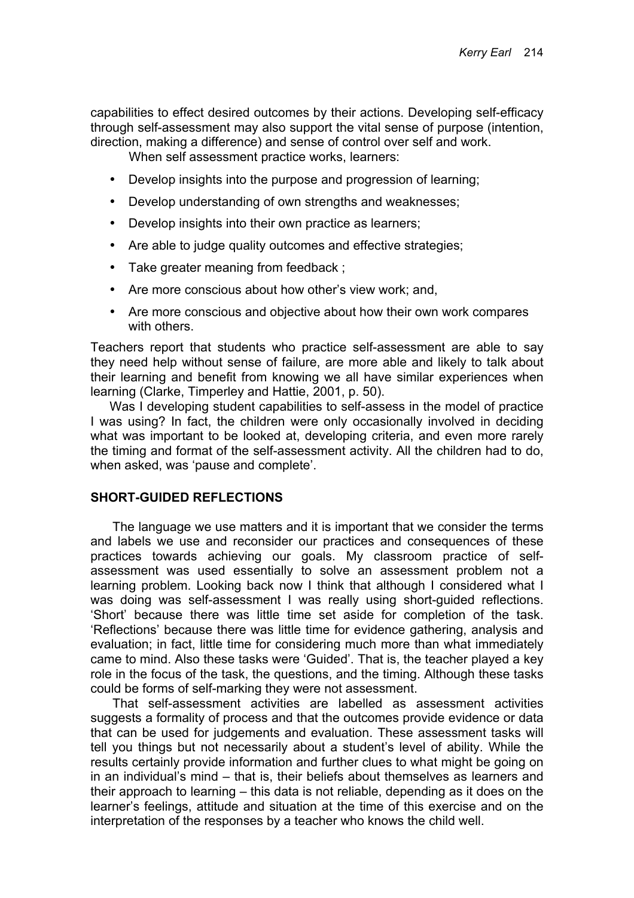capabilities to effect desired outcomes by their actions. Developing self-efficacy through self-assessment may also support the vital sense of purpose (intention, direction, making a difference) and sense of control over self and work.

When self assessment practice works, learners:

- Develop insights into the purpose and progression of learning;
- Develop understanding of own strengths and weaknesses;
- Develop insights into their own practice as learners;
- Are able to judge quality outcomes and effective strategies;
- Take greater meaning from feedback ;
- Are more conscious about how other's view work; and,
- Are more conscious and objective about how their own work compares with others.

Teachers report that students who practice self-assessment are able to say they need help without sense of failure, are more able and likely to talk about their learning and benefit from knowing we all have similar experiences when learning (Clarke, Timperley and Hattie, 2001, p. 50).

Was I developing student capabilities to self-assess in the model of practice I was using? In fact, the children were only occasionally involved in deciding what was important to be looked at, developing criteria, and even more rarely the timing and format of the self-assessment activity. All the children had to do, when asked, was 'pause and complete'.

## SHORT-GUIDED REFLECTIONS

The language we use matters and it is important that we consider the terms and labels we use and reconsider our practices and consequences of these practices towards achieving our goals. My classroom practice of self-assessment was used essentially to solve an assessment problem not a learning problem. Looking back now I think that although I considered what I was doing was self-assessment I was really using short-guided reflections. 'Short' because there was little time set aside for completion of the task. 'Reflections' because there was little time for evidence gathering, analysis and evaluation; in fact, little time for considering much more than what immediately came to mind. Also these tasks were 'Guided'. That is, the teacher played a key role in the focus of the task, the questions, and the timing. Although these tasks could be forms of self-marking they were not assessment.

That self-assessment activities are labelled as assessment activities suggests a formality of process and that the outcomes provide evidence or data that can be used for judgements and evaluation. These assessment tasks will tell you things but not necessarily about a student's level of ability. While the results certainly provide information and further clues to what might be going on in an individual's mind – that is, their beliefs about themselves as learners and their approach to learning – this data is not reliable, depending as it does on the learner's feelings, attitude and situation at the time of this exercise and on the interpretation of the responses by a teacher who knows the child well.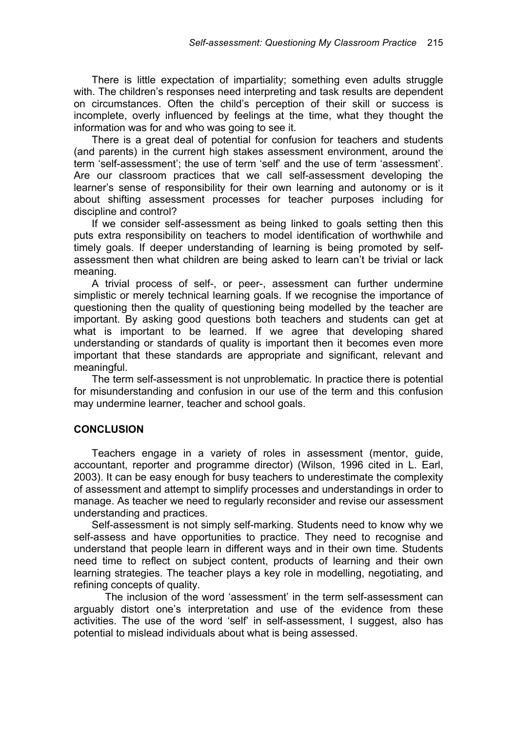There is little expectation of impartiality; something even adults struggle with. The children's responses need interpreting and task results are dependent on circumstances. Often the child's perception of their skill or success is incomplete, overly influenced by feelings at the time, what they thought the information was for and who was going to see it.

There is a great deal of potential for confusion for teachers and students (and parents) in the current high stakes assessment environment, around the term 'self-assessment'; the use of term 'self' and the use of term 'assessment'. Are our classroom practices that we call self-assessment developing the learner's sense of responsibility for their own learning and autonomy or is it about shifting assessment processes for teacher purposes including for discipline and control?

If we consider self-assessment as being linked to goals setting then this puts extra responsibility on teachers to model identification of worthwhile and timely goals. If deeper understanding of learning is being promoted by self-assessment then what children are being asked to learn can't be trivial or lack meaning.

A trivial process of self-, or peer-, assessment can further undermine simplistic or merely technical learning goals. If we recognise the importance of questioning then the quality of questioning being modelled by the teacher are important. By asking good questions both teachers and students can get at what is important to be learned. If we agree that developing shared understanding or standards of quality is important then it becomes even more important that these standards are appropriate and significant, relevant and meaningful.

The term self-assessment is not unproblematic. In practice there is potential for misunderstanding and confusion in our use of the term and this confusion may undermine learner, teacher and school goals.

## CONCLUSION

Teachers engage in a variety of roles in assessment (mentor, guide, accountant, reporter and programme director) (Wilson, 1996 cited in L. Earl, 2003). It can be easy enough for busy teachers to underestimate the complexity of assessment and attempt to simplify processes and understandings in order to manage. As teacher we need to regularly reconsider and revise our assessment understanding and practices.

Self-assessment is not simply self-marking. Students need to know why we self-assess and have opportunities to practice. They need to recognise and understand that people learn in different ways and in their own time. Students need time to reflect on subject content, products of learning and their own learning strategies. The teacher plays a key role in modelling, negotiating, and refining concepts of quality.

The inclusion of the word 'assessment' in the term self-assessment can arguably distort one's interpretation and use of the evidence from these activities. The use of the word 'self' in self-assessment, I suggest, also has potential to mislead individuals about what is being assessed.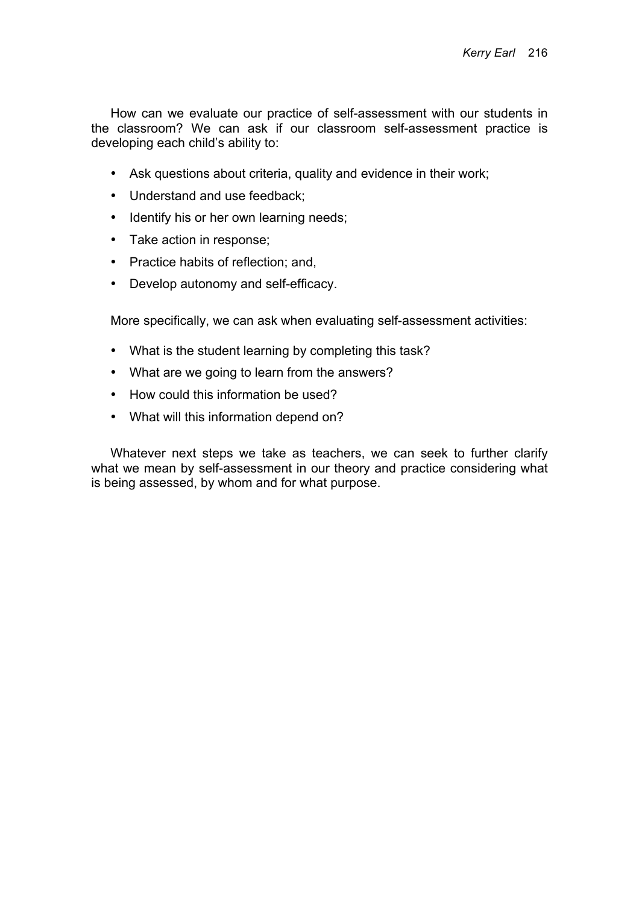How can we evaluate our practice of self-assessment with our students in the classroom? We can ask if our classroom self-assessment practice is developing each child's ability to:

- Ask questions about criteria, quality and evidence in their work;
- Understand and use feedback;
- Identify his or her own learning needs;
- Take action in response;
- Practice habits of reflection; and,
- Develop autonomy and self-efficacy.

More specifically, we can ask when evaluating self-assessment activities:

- What is the student learning by completing this task?
- What are we going to learn from the answers?
- How could this information be used?
- What will this information depend on?

Whatever next steps we take as teachers, we can seek to further clarify what we mean by self-assessment in our theory and practice considering what is being assessed, by whom and for what purpose.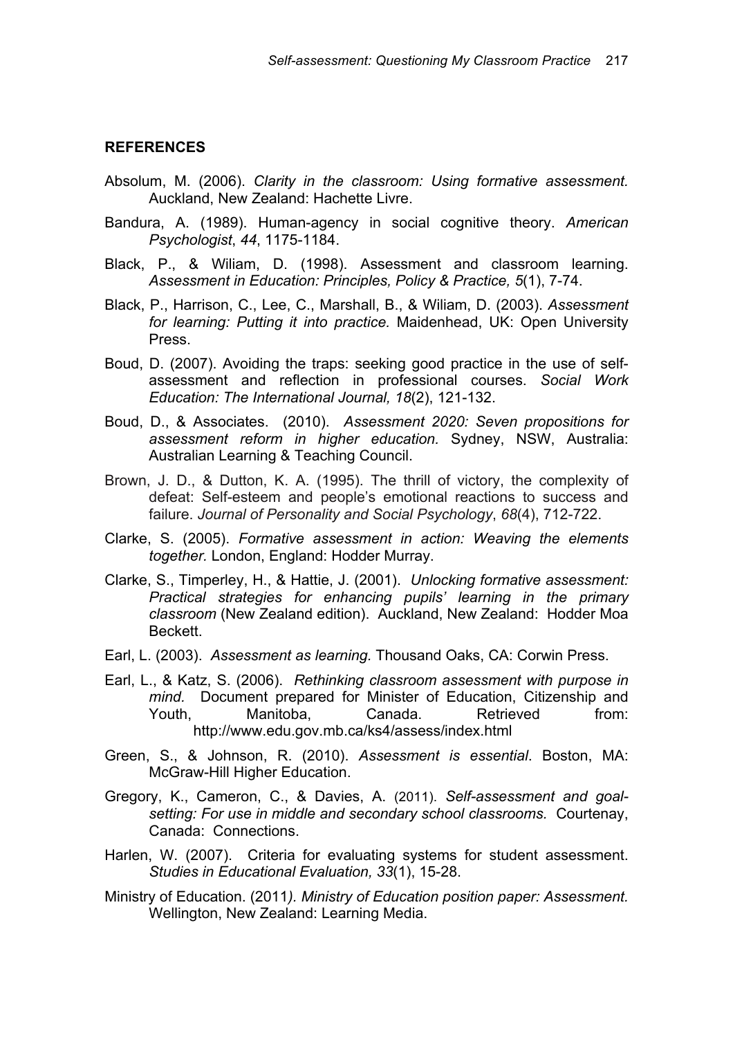## REFERENCES

Absolum, M. (2006). *Clarity in the classroom: Using formative assessment.* Auckland, New Zealand: Hachette Livre.

Bandura, A. (1989). Human-agency in social cognitive theory. *American Psychologist*, *44*, 1175-1184.

Black, P., & Wiliam, D. (1998). Assessment and classroom learning. *Assessment in Education: Principles, Policy & Practice, 5*(1), 7-74.

Black, P., Harrison, C., Lee, C., Marshall, B., & Wiliam, D. (2003). *Assessment for learning: Putting it into practice.* Maidenhead, UK: Open University Press.

Boud, D. (2007). Avoiding the traps: seeking good practice in the use of self-assessment and reflection in professional courses. *Social Work Education: The International Journal, 18*(2), 121-132.

Boud, D., & Associates. (2010). *Assessment 2020: Seven propositions for assessment reform in higher education.* Sydney, NSW, Australia: Australian Learning & Teaching Council.

Brown, J. D., & Dutton, K. A. (1995). The thrill of victory, the complexity of defeat: Self-esteem and people's emotional reactions to success and failure. *Journal of Personality and Social Psychology*, *68*(4), 712-722.

Clarke, S. (2005). *Formative assessment in action: Weaving the elements together.* London, England: Hodder Murray.

Clarke, S., Timperley, H., & Hattie, J. (2001). *Unlocking formative assessment: Practical strategies for enhancing pupils' learning in the primary classroom* (New Zealand edition). Auckland, New Zealand: Hodder Moa Beckett.

Earl, L. (2003). *Assessment as learning.* Thousand Oaks, CA: Corwin Press.

Earl, L., & Katz, S. (2006). *Rethinking classroom assessment with purpose in mind.* Document prepared for Minister of Education, Citizenship and Youth, Manitoba, Canada. Retrieved from: http://www.edu.gov.mb.ca/ks4/assess/index.html

Green, S., & Johnson, R. (2010). *Assessment is essential*. Boston, MA: McGraw-Hill Higher Education.

Gregory, K., Cameron, C., & Davies, A. (2011). *Self-assessment and goal-setting: For use in middle and secondary school classrooms.* Courtenay, Canada: Connections.

Harlen, W. (2007). Criteria for evaluating systems for student assessment. *Studies in Educational Evaluation, 33*(1), 15-28.

Ministry of Education. (2011*). Ministry of Education position paper: Assessment.* Wellington, New Zealand: Learning Media.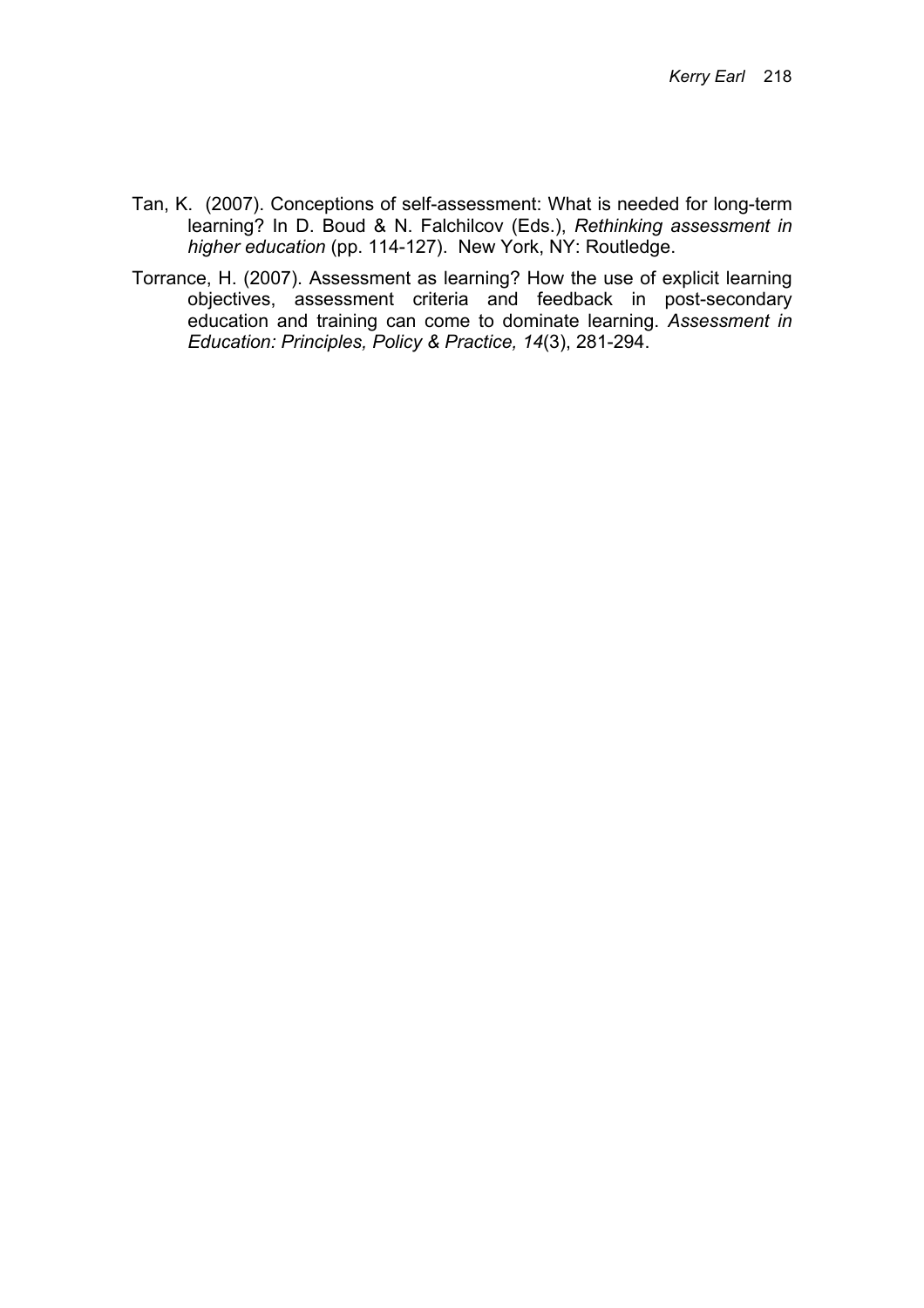Tan, K. (2007). Conceptions of self-assessment: What is needed for long-term learning? In D. Boud & N. Falchilcov (Eds.), *Rethinking assessment in higher education* (pp. 114-127). New York, NY: Routledge.

Torrance, H. (2007). Assessment as learning? How the use of explicit learning objectives, assessment criteria and feedback in post-secondary education and training can come to dominate learning. *Assessment in Education: Principles, Policy & Practice, 14*(3), 281-294.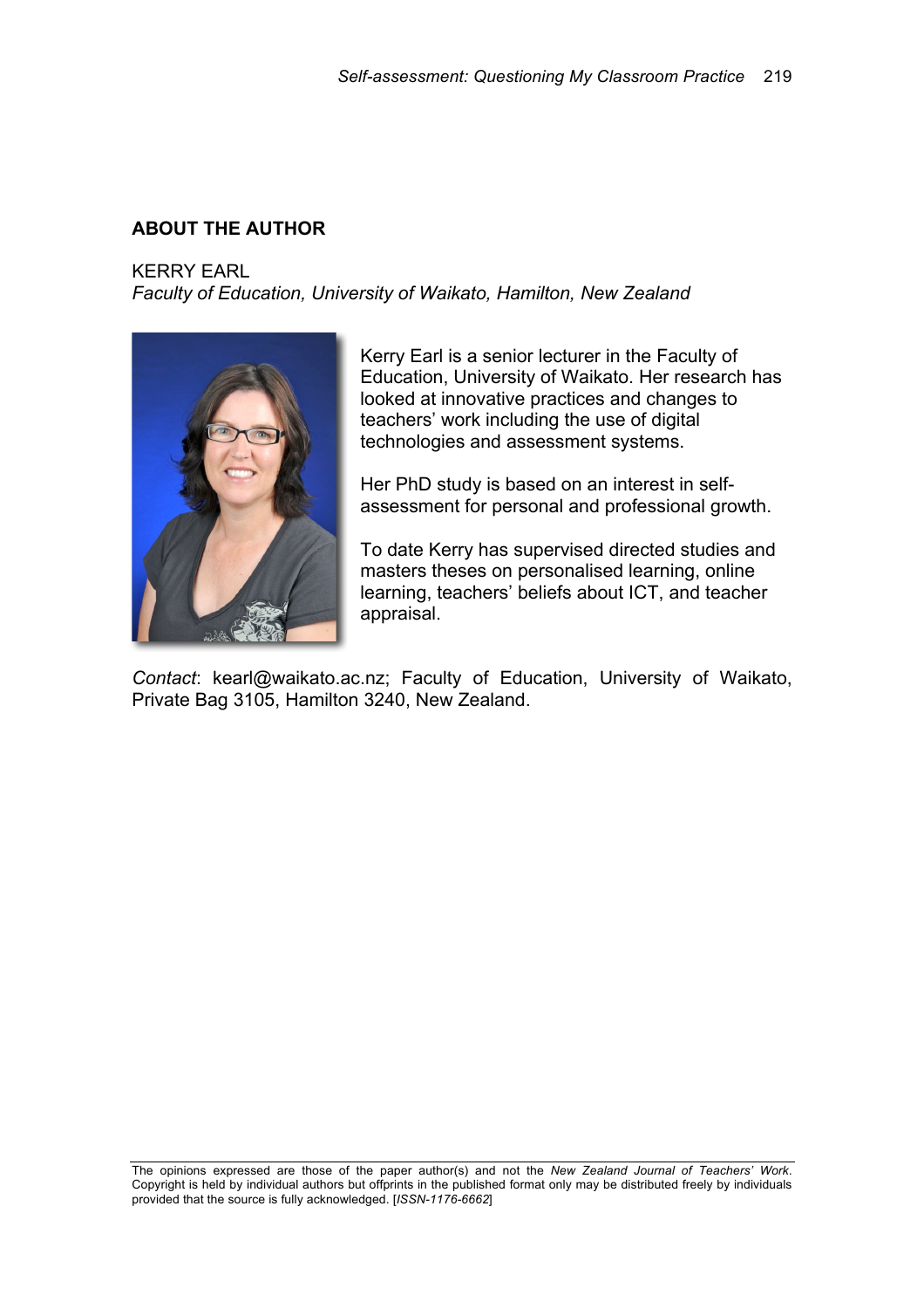## ABOUT THE AUTHOR

KERRY EARL
*Faculty of Education, University of Waikato, Hamilton, New Zealand*

Kerry Earl is a senior lecturer in the Faculty of Education, University of Waikato. Her research has looked at innovative practices and changes to teachers' work including the use of digital technologies and assessment systems.

Her PhD study is based on an interest in self-assessment for personal and professional growth.

To date Kerry has supervised directed studies and masters theses on personalised learning, online learning, teachers' beliefs about ICT, and teacher appraisal.

*Contact*: kearl@waikato.ac.nz; Faculty of Education, University of Waikato, Private Bag 3105, Hamilton 3240, New Zealand.

The opinions expressed are those of the paper author(s) and not the *New Zealand Journal of Teachers' Work*. Copyright is held by individual authors but offprints in the published format only may be distributed freely by individuals provided that the source is fully acknowledged. [*ISSN-1176-6662*]